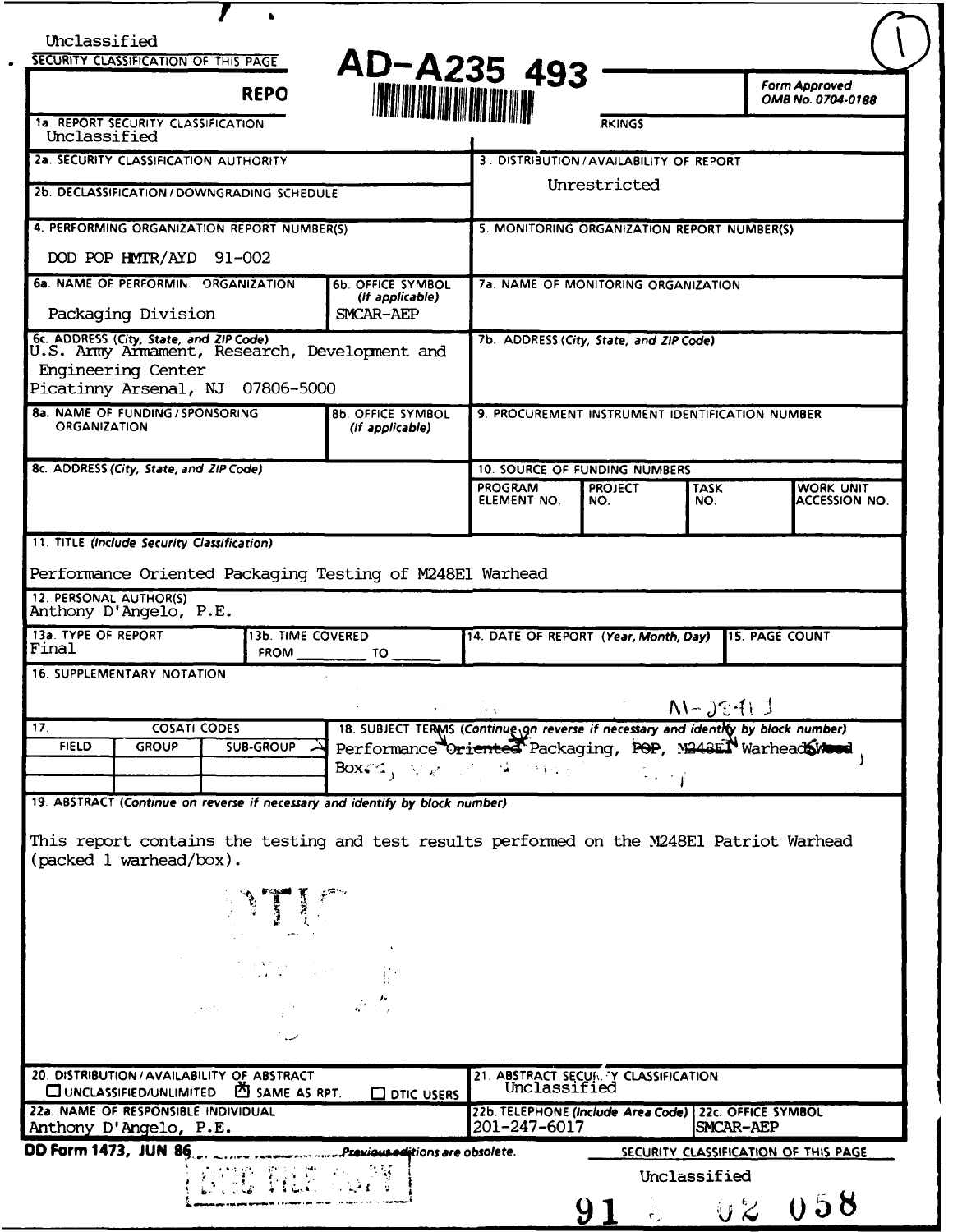Unclassified

SECURITY CLASSIFICATION OF THIS PAGE

AD-A235 493

REPORT DOCUMENTATION PAGE

Form Approved
OMB No. 0704-0188

| | |
|---|---|
| 1a. REPORT SECURITY CLASSIFICATION<br>Unclassified | 1b. RESTRICTIVE MARKINGS |
| 2a. SECURITY CLASSIFICATION AUTHORITY | 3. DISTRIBUTION / AVAILABILITY OF REPORT<br>Unrestricted |
| 2b. DECLASSIFICATION / DOWNGRADING SCHEDULE | |
| 4. PERFORMING ORGANIZATION REPORT NUMBER(S)<br>DOD POP HMTR/AYD 91-002 | 5. MONITORING ORGANIZATION REPORT NUMBER(S) |
| 6a. NAME OF PERFORMING ORGANIZATION<br>Packaging Division — 6b. OFFICE SYMBOL (If applicable) SMCAR-AEP | 7a. NAME OF MONITORING ORGANIZATION |
| 6c. ADDRESS (City, State, and ZIP Code)<br>U.S. Army Armament, Research, Development and Engineering Center<br>Picatinny Arsenal, NJ 07806-5000 | 7b. ADDRESS (City, State, and ZIP Code) |
| 8a. NAME OF FUNDING / SPONSORING ORGANIZATION — 8b. OFFICE SYMBOL (If applicable) | 9. PROCUREMENT INSTRUMENT IDENTIFICATION NUMBER |
| 8c. ADDRESS (City, State, and ZIP Code) | 10. SOURCE OF FUNDING NUMBERS<br>PROGRAM ELEMENT NO. / PROJECT NO. / TASK NO. / WORK UNIT ACCESSION NO. |

11. TITLE (Include Security Classification)

Performance Oriented Packaging Testing of M248E1 Warhead

12. PERSONAL AUTHOR(S)
Anthony D'Angelo, P.E.

| 13a. TYPE OF REPORT | 13b. TIME COVERED | 14. DATE OF REPORT (Year, Month, Day) | 15. PAGE COUNT |
|---|---|---|---|
| Final | FROM ______ TO ______ | | |

16. SUPPLEMENTARY NOTATION

| 17. COSATI CODES | | | 18. SUBJECT TERMS (Continue on reverse if necessary and identify by block number) |
|---|---|---|---|
| FIELD | GROUP | SUB-GROUP | Performance Oriented Packaging, POP, M248E1 Warhead, Wood Box. |

19. ABSTRACT (Continue on reverse if necessary and identify by block number)

This report contains the testing and test results performed on the M248E1 Patriot Warhead (packed 1 warhead/box).

| | |
|---|---|
| 20. DISTRIBUTION / AVAILABILITY OF ABSTRACT<br>☐ UNCLASSIFIED/UNLIMITED ☒ SAME AS RPT. ☐ DTIC USERS | 21. ABSTRACT SECURITY CLASSIFICATION<br>Unclassified |
| 22a. NAME OF RESPONSIBLE INDIVIDUAL<br>Anthony D'Angelo, P.E. | 22b. TELEPHONE (Include Area Code) 201-247-6017 — 22c. OFFICE SYMBOL SMCAR-AEP |

DD Form 1473, JUN 86 — Previous editions are obsolete.

SECURITY CLASSIFICATION OF THIS PAGE
Unclassified

91 5 02 058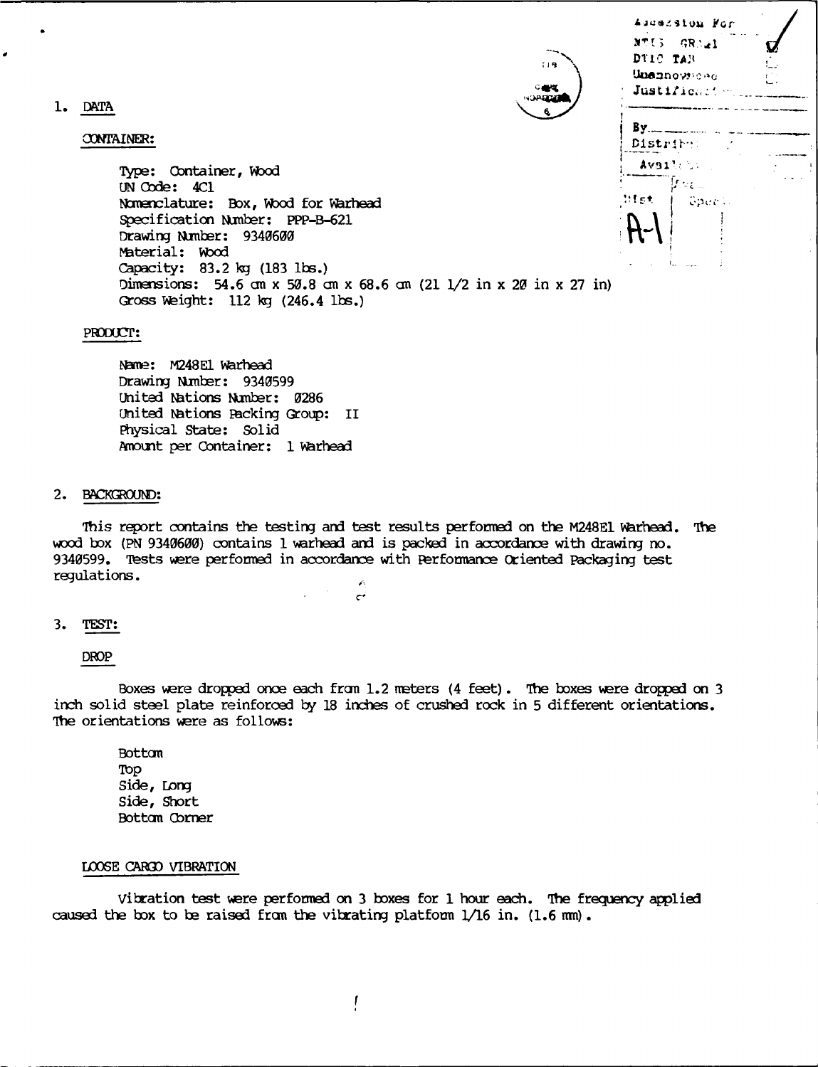## 1. DATA

CONTAINER:

Type: Container, Wood
UN Code: 4C1
Nomenclature: Box, Wood for Warhead
Specification Number: PPP-B-621
Drawing Number: 9340600
Material: Wood
Capacity: 83.2 kg (183 lbs.)
Dimensions: 54.6 cm x 50.8 cm x 68.6 cm (21 1/2 in x 20 in x 27 in)
Gross Weight: 112 kg (246.4 lbs.)

PRODUCT:

Name: M248E1 Warhead
Drawing Number: 9340599
United Nations Number: 0286
United Nations Packing Group: II
Physical State: Solid
Amount per Container: 1 Warhead

## 2. BACKGROUND:

This report contains the testing and test results performed on the M248E1 Warhead. The wood box (PN 9340600) contains 1 warhead and is packed in accordance with drawing no. 9340599. Tests were performed in accordance with Performance Oriented Packaging test regulations.

## 3. TEST:

DROP

Boxes were dropped once each from 1.2 meters (4 feet). The boxes were dropped on 3 inch solid steel plate reinforced by 18 inches of crushed rock in 5 different orientations. The orientations were as follows:

Bottom
Top
Side, Long
Side, Short
Bottom Corner

LOOSE CARGO VIBRATION

Vibration test were performed on 3 boxes for 1 hour each. The frequency applied caused the box to be raised from the vibrating platform 1/16 in. (1.6 mm).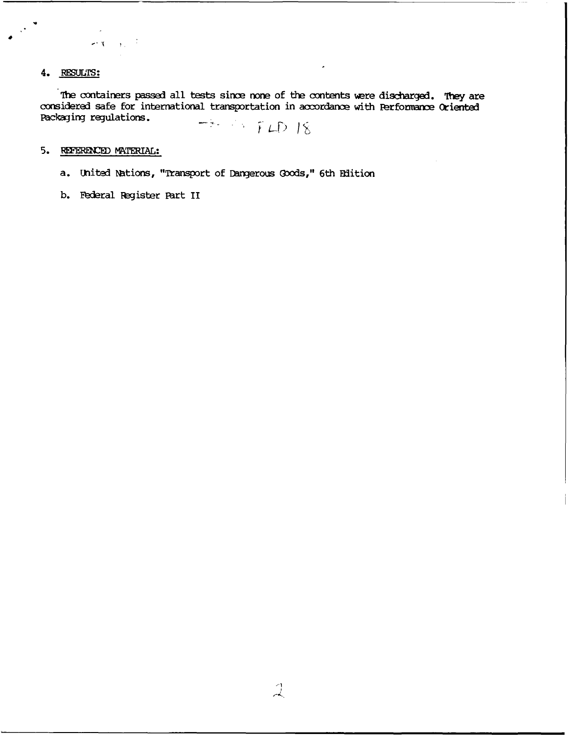4. RESULTS:

The containers passed all tests since none of the contents were discharged. They are considered safe for international transportation in accordance with Performance Oriented Packaging regulations. FLD 18

5. REFERENCED MATERIAL:

   a. United Nations, "Transport of Dangerous Goods," 6th Edition

   b. Federal Register Part II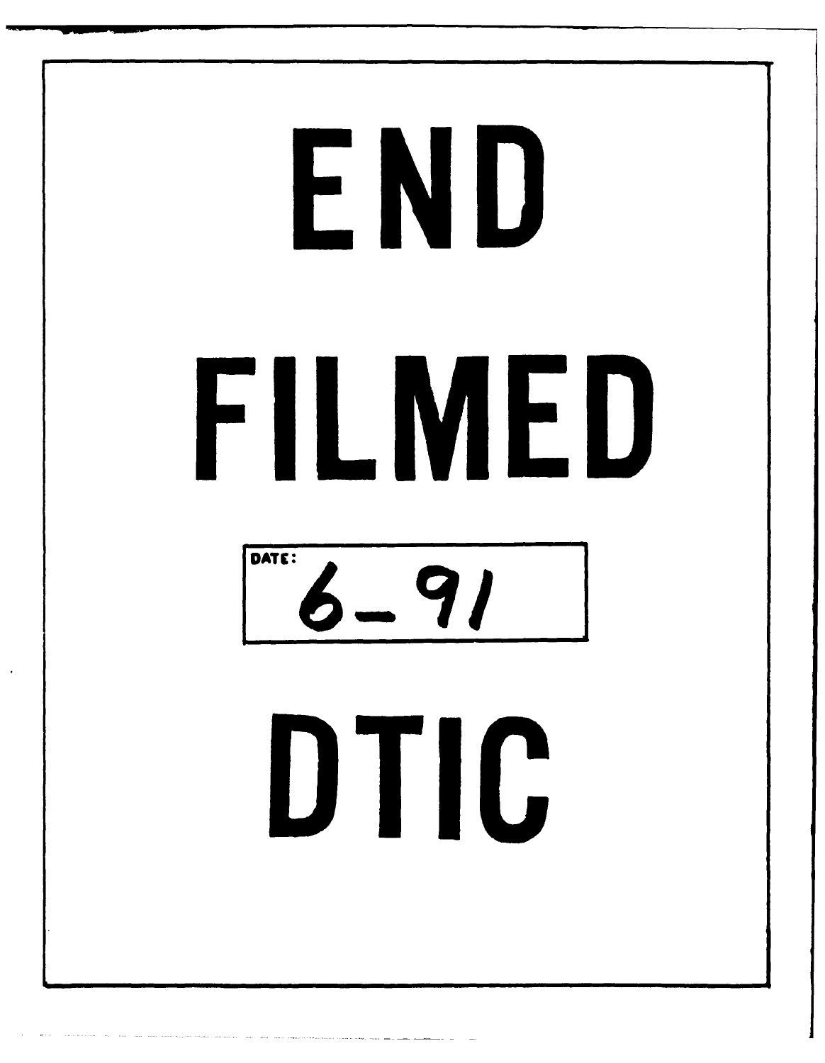# END

# FILMED

DATE:
6-91

# DTIC